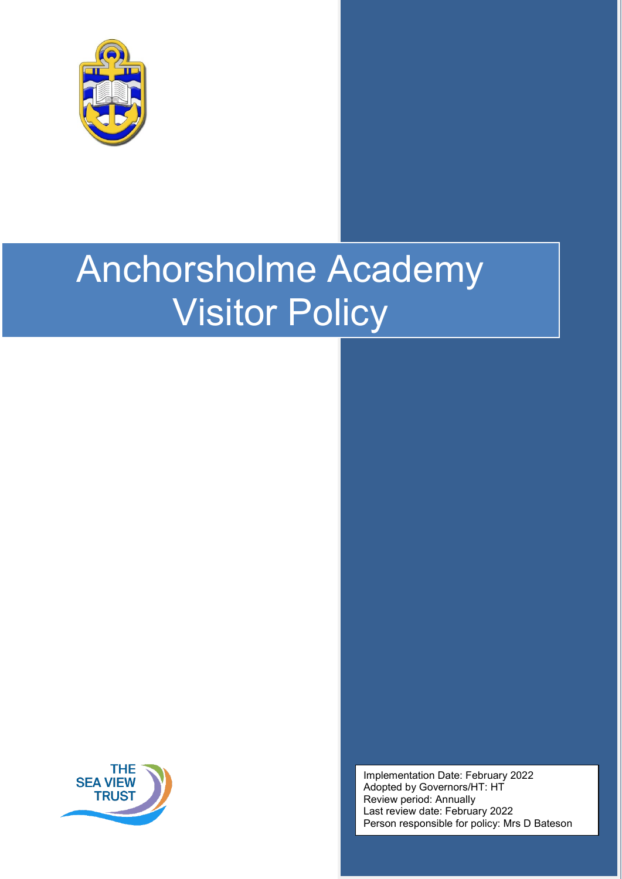# Anchorsholme Academy Visitor Policy

Implementation Date: February 2022
Adopted by Governors/HT: HT
Review period: Annually
Last review date: February 2022
Person responsible for policy: Mrs D Bateson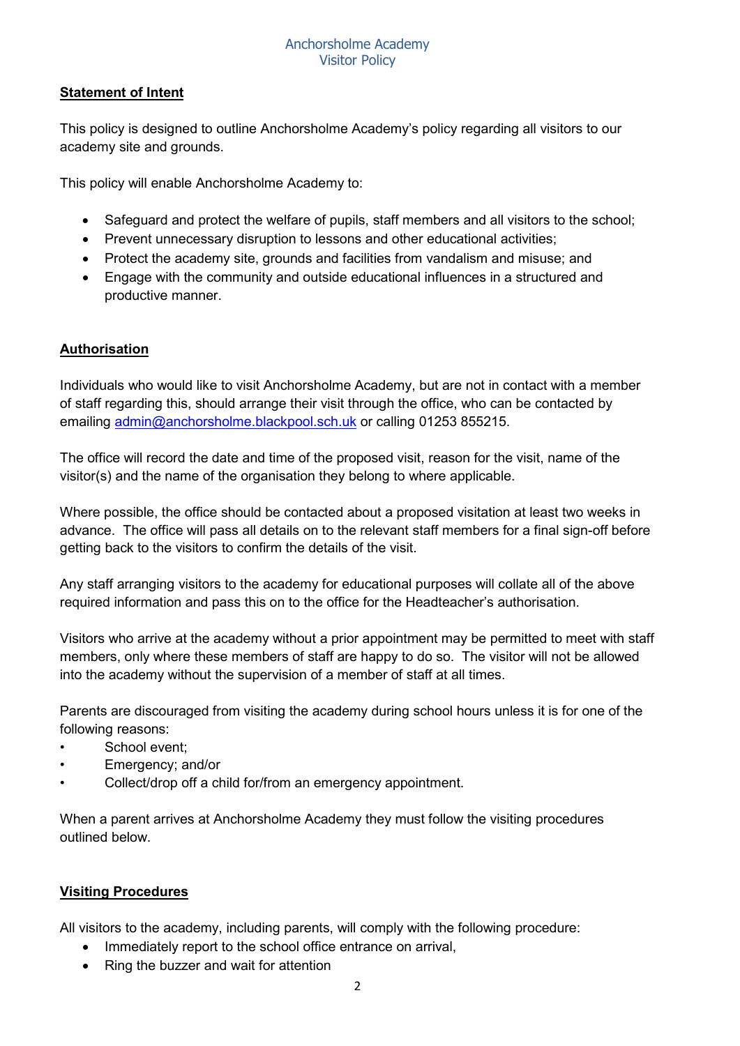## Statement of Intent

This policy is designed to outline Anchorsholme Academy's policy regarding all visitors to our academy site and grounds.

This policy will enable Anchorsholme Academy to:

- Safeguard and protect the welfare of pupils, staff members and all visitors to the school;
- Prevent unnecessary disruption to lessons and other educational activities;
- Protect the academy site, grounds and facilities from vandalism and misuse; and
- Engage with the community and outside educational influences in a structured and productive manner.

## Authorisation

Individuals who would like to visit Anchorsholme Academy, but are not in contact with a member of staff regarding this, should arrange their visit through the office, who can be contacted by emailing admin@anchorsholme.blackpool.sch.uk or calling 01253 855215.

The office will record the date and time of the proposed visit, reason for the visit, name of the visitor(s) and the name of the organisation they belong to where applicable.

Where possible, the office should be contacted about a proposed visitation at least two weeks in advance. The office will pass all details on to the relevant staff members for a final sign-off before getting back to the visitors to confirm the details of the visit.

Any staff arranging visitors to the academy for educational purposes will collate all of the above required information and pass this on to the office for the Headteacher's authorisation.

Visitors who arrive at the academy without a prior appointment may be permitted to meet with staff members, only where these members of staff are happy to do so. The visitor will not be allowed into the academy without the supervision of a member of staff at all times.

Parents are discouraged from visiting the academy during school hours unless it is for one of the following reasons:

- School event;
- Emergency; and/or
- Collect/drop off a child for/from an emergency appointment.

When a parent arrives at Anchorsholme Academy they must follow the visiting procedures outlined below.

## Visiting Procedures

All visitors to the academy, including parents, will comply with the following procedure:

- Immediately report to the school office entrance on arrival,
- Ring the buzzer and wait for attention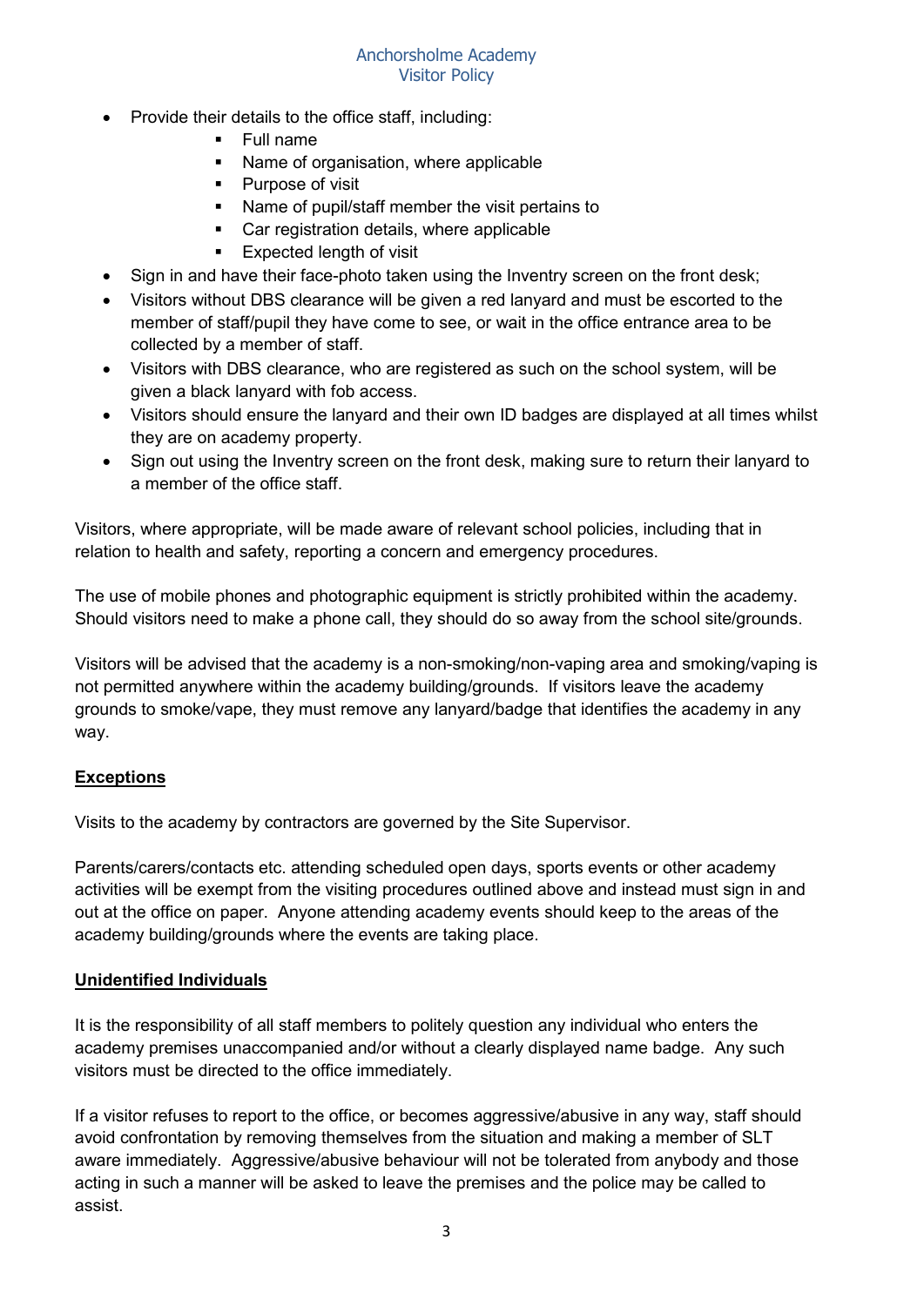- Provide their details to the office staff, including:
  - Full name
  - Name of organisation, where applicable
  - Purpose of visit
  - Name of pupil/staff member the visit pertains to
  - Car registration details, where applicable
  - Expected length of visit
- Sign in and have their face-photo taken using the Inventry screen on the front desk;
- Visitors without DBS clearance will be given a red lanyard and must be escorted to the member of staff/pupil they have come to see, or wait in the office entrance area to be collected by a member of staff.
- Visitors with DBS clearance, who are registered as such on the school system, will be given a black lanyard with fob access.
- Visitors should ensure the lanyard and their own ID badges are displayed at all times whilst they are on academy property.
- Sign out using the Inventry screen on the front desk, making sure to return their lanyard to a member of the office staff.

Visitors, where appropriate, will be made aware of relevant school policies, including that in relation to health and safety, reporting a concern and emergency procedures.

The use of mobile phones and photographic equipment is strictly prohibited within the academy. Should visitors need to make a phone call, they should do so away from the school site/grounds.

Visitors will be advised that the academy is a non-smoking/non-vaping area and smoking/vaping is not permitted anywhere within the academy building/grounds. If visitors leave the academy grounds to smoke/vape, they must remove any lanyard/badge that identifies the academy in any way.

## **Exceptions**

Visits to the academy by contractors are governed by the Site Supervisor.

Parents/carers/contacts etc. attending scheduled open days, sports events or other academy activities will be exempt from the visiting procedures outlined above and instead must sign in and out at the office on paper. Anyone attending academy events should keep to the areas of the academy building/grounds where the events are taking place.

## **Unidentified Individuals**

It is the responsibility of all staff members to politely question any individual who enters the academy premises unaccompanied and/or without a clearly displayed name badge. Any such visitors must be directed to the office immediately.

If a visitor refuses to report to the office, or becomes aggressive/abusive in any way, staff should avoid confrontation by removing themselves from the situation and making a member of SLT aware immediately. Aggressive/abusive behaviour will not be tolerated from anybody and those acting in such a manner will be asked to leave the premises and the police may be called to assist.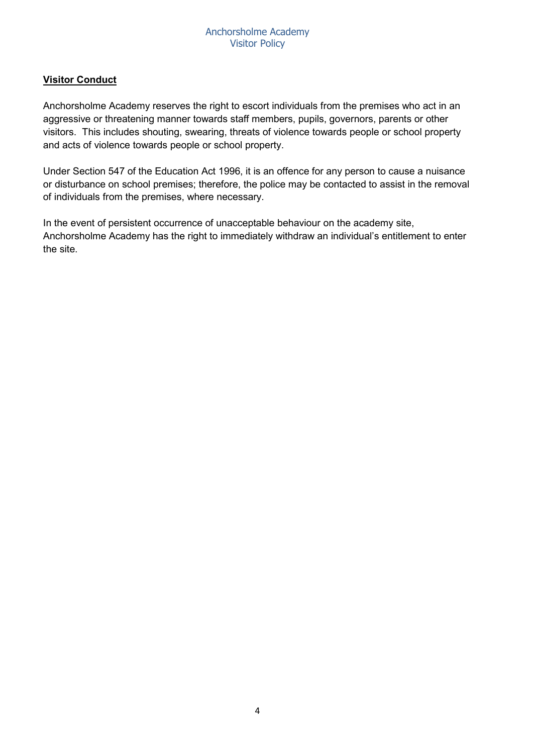## Visitor Conduct

Anchorsholme Academy reserves the right to escort individuals from the premises who act in an aggressive or threatening manner towards staff members, pupils, governors, parents or other visitors. This includes shouting, swearing, threats of violence towards people or school property and acts of violence towards people or school property.

Under Section 547 of the Education Act 1996, it is an offence for any person to cause a nuisance or disturbance on school premises; therefore, the police may be contacted to assist in the removal of individuals from the premises, where necessary.

In the event of persistent occurrence of unacceptable behaviour on the academy site, Anchorsholme Academy has the right to immediately withdraw an individual's entitlement to enter the site.